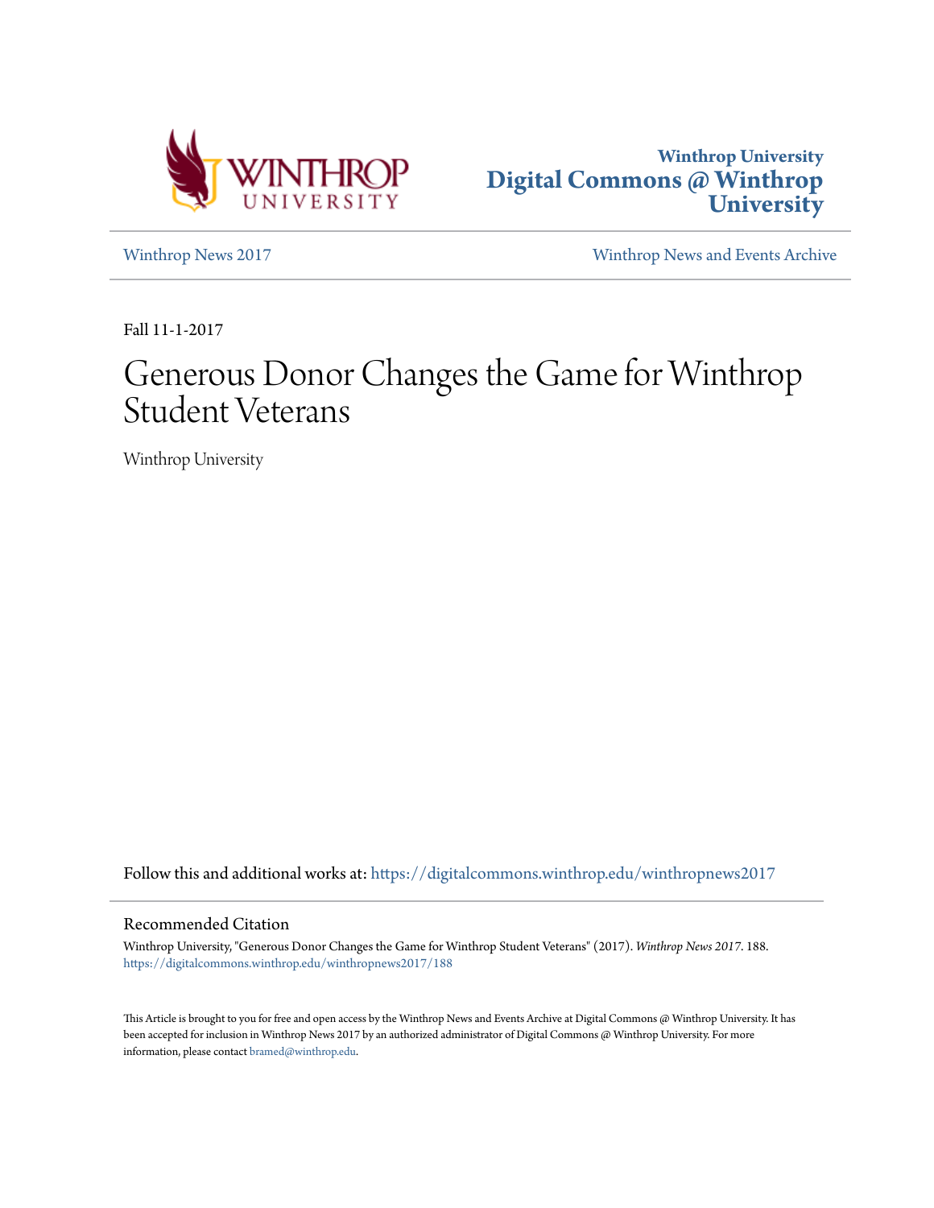Winthrop University
Digital Commons @ Winthrop University

Winthrop News 2017 | Winthrop News and Events Archive

Fall 11-1-2017

# Generous Donor Changes the Game for Winthrop Student Veterans

Winthrop University

Follow this and additional works at: https://digitalcommons.winthrop.edu/winthropnews2017

## Recommended Citation

Winthrop University, "Generous Donor Changes the Game for Winthrop Student Veterans" (2017). *Winthrop News 2017*. 188.
https://digitalcommons.winthrop.edu/winthropnews2017/188

This Article is brought to you for free and open access by the Winthrop News and Events Archive at Digital Commons @ Winthrop University. It has been accepted for inclusion in Winthrop News 2017 by an authorized administrator of Digital Commons @ Winthrop University. For more information, please contact bramed@winthrop.edu.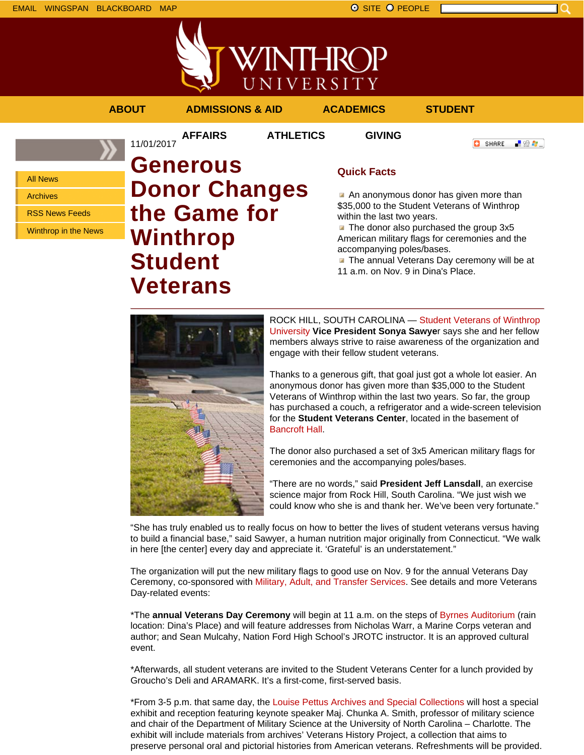EMAIL WINGSPAN BLACKBOARD MAP

SITE PEOPLE

WINTHROP UNIVERSITY

ABOUT ADMISSIONS & AID ACADEMICS STUDENT AFFAIRS ATHLETICS GIVING

- All News
- Archives
- RSS News Feeds
- Winthrop in the News

11/01/2017

# Generous Donor Changes the Game for Winthrop Student Veterans

SHARE

## Quick Facts

- An anonymous donor has given more than $35,000 to the Student Veterans of Winthrop within the last two years.
- The donor also purchased the group 3x5 American military flags for ceremonies and the accompanying poles/bases.
- The annual Veterans Day ceremony will be at 11 a.m. on Nov. 9 in Dina's Place.

---

ROCK HILL, SOUTH CAROLINA — Student Veterans of Winthrop University **Vice President Sonya Sawye**r says she and her fellow members always strive to raise awareness of the organization and engage with their fellow student veterans.

Thanks to a generous gift, that goal just got a whole lot easier. An anonymous donor has given more than $35,000 to the Student Veterans of Winthrop within the last two years. So far, the group has purchased a couch, a refrigerator and a wide-screen television for the **Student Veterans Center**, located in the basement of Bancroft Hall.

The donor also purchased a set of 3x5 American military flags for ceremonies and the accompanying poles/bases.

“There are no words,” said **President Jeff Lansdall**, an exercise science major from Rock Hill, South Carolina. “We just wish we could know who she is and thank her. We’ve been very fortunate.”

“She has truly enabled us to really focus on how to better the lives of student veterans versus having to build a financial base,” said Sawyer, a human nutrition major originally from Connecticut. “We walk in here [the center] every day and appreciate it. ‘Grateful’ is an understatement.”

The organization will put the new military flags to good use on Nov. 9 for the annual Veterans Day Ceremony, co-sponsored with Military, Adult, and Transfer Services. See details and more Veterans Day-related events:

*The **annual Veterans Day Ceremony** will begin at 11 a.m. on the steps of Byrnes Auditorium (rain location: Dina’s Place) and will feature addresses from Nicholas Warr, a Marine Corps veteran and author; and Sean Mulcahy, Nation Ford High School’s JROTC instructor. It is an approved cultural event.

*Afterwards, all student veterans are invited to the Student Veterans Center for a lunch provided by Groucho’s Deli and ARAMARK. It’s a first-come, first-served basis.

*From 3-5 p.m. that same day, the Louise Pettus Archives and Special Collections will host a special exhibit and reception featuring keynote speaker Maj. Chunka A. Smith, professor of military science and chair of the Department of Military Science at the University of North Carolina – Charlotte. The exhibit will include materials from archives’ Veterans History Project, a collection that aims to preserve personal oral and pictorial histories from American veterans. Refreshments will be provided.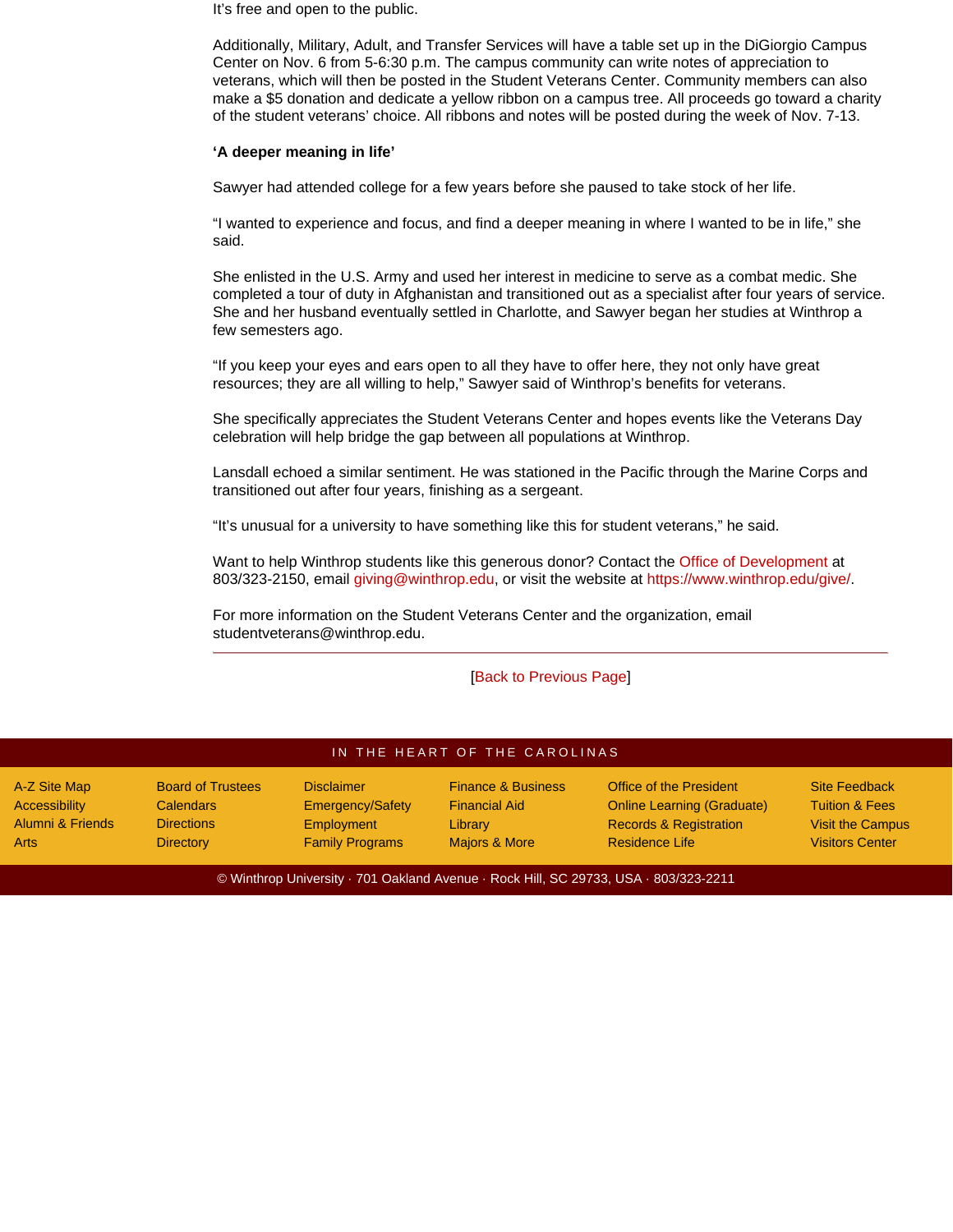It's free and open to the public.

Additionally, Military, Adult, and Transfer Services will have a table set up in the DiGiorgio Campus Center on Nov. 6 from 5-6:30 p.m. The campus community can write notes of appreciation to veterans, which will then be posted in the Student Veterans Center. Community members can also make a $5 donation and dedicate a yellow ribbon on a campus tree. All proceeds go toward a charity of the student veterans' choice. All ribbons and notes will be posted during the week of Nov. 7-13.

**'A deeper meaning in life'**

Sawyer had attended college for a few years before she paused to take stock of her life.

"I wanted to experience and focus, and find a deeper meaning in where I wanted to be in life," she said.

She enlisted in the U.S. Army and used her interest in medicine to serve as a combat medic. She completed a tour of duty in Afghanistan and transitioned out as a specialist after four years of service. She and her husband eventually settled in Charlotte, and Sawyer began her studies at Winthrop a few semesters ago.

"If you keep your eyes and ears open to all they have to offer here, they not only have great resources; they are all willing to help," Sawyer said of Winthrop's benefits for veterans.

She specifically appreciates the Student Veterans Center and hopes events like the Veterans Day celebration will help bridge the gap between all populations at Winthrop.

Lansdall echoed a similar sentiment. He was stationed in the Pacific through the Marine Corps and transitioned out after four years, finishing as a sergeant.

"It's unusual for a university to have something like this for student veterans," he said.

Want to help Winthrop students like this generous donor? Contact the Office of Development at 803/323-2150, email giving@winthrop.edu, or visit the website at https://www.winthrop.edu/give/.

For more information on the Student Veterans Center and the organization, email studentveterans@winthrop.edu.

---

[Back to Previous Page]

IN THE HEART OF THE CAROLINAS

A-Z Site Map
Accessibility
Alumni & Friends
Arts
Board of Trustees
Calendars
Directions
Directory
Disclaimer
Emergency/Safety
Employment
Family Programs
Finance & Business
Financial Aid
Library
Majors & More
Office of the President
Online Learning (Graduate)
Records & Registration
Residence Life
Site Feedback
Tuition & Fees
Visit the Campus
Visitors Center

© Winthrop University · 701 Oakland Avenue · Rock Hill, SC 29733, USA · 803/323-2211